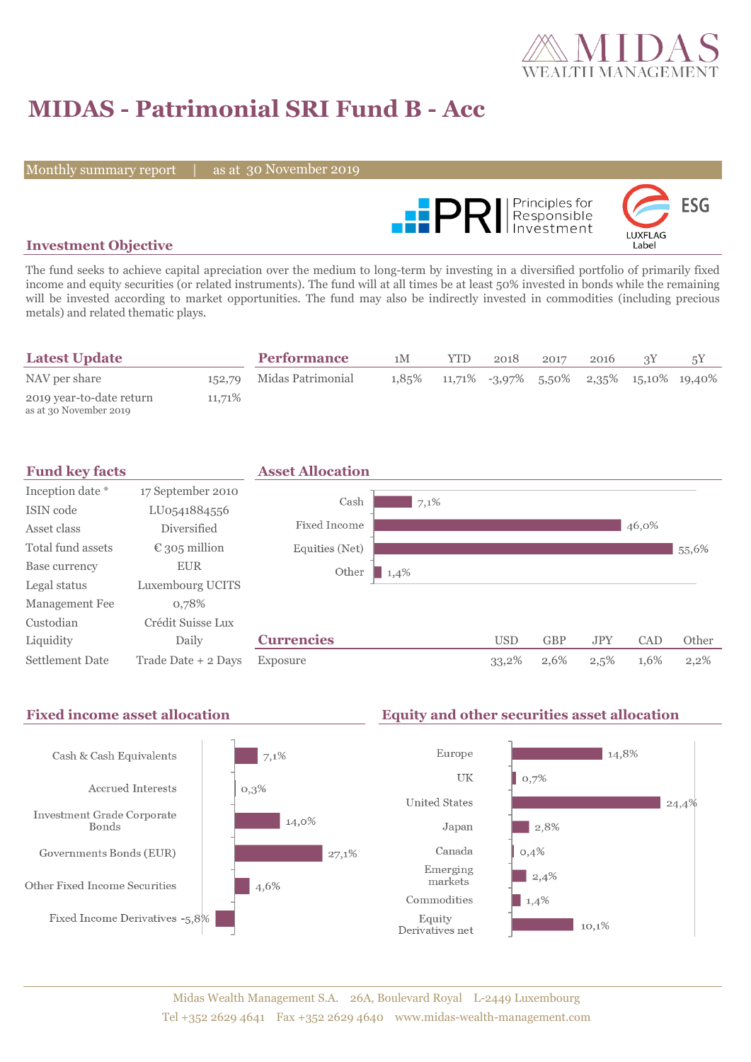# MIDAS - Patrimonial SRI Fund B - Acc

Monthly summary report | as at 30 November 2019

## Investment Objective

The fund seeks to achieve capital apreciation over the medium to long-term by investing in a diversified portfolio of primarily fixed income and equity securities (or related instruments). The fund will at all times be at least 50% invested in bonds while the remaining will be invested according to market opportunities. The fund may also be indirectly invested in commodities (including precious metals) and related thematic plays.

## Latest Update

| | |
|---|---|
| NAV per share | 152,79 |
| 2019 year-to-date return as at 30 November 2019 | 11,71% |

## Performance

| | 1M | YTD | 2018 | 2017 | 2016 | 3Y | 5Y |
|---|---|---|---|---|---|---|---|
| Midas Patrimonial | 1,85% | 11,71% | -3,97% | 5,50% | 2,35% | 15,10% | 19,40% |

## Fund key facts

| | |
|---|---|
| Inception date * | 17 September 2010 |
| ISIN code | LU0541884556 |
| Asset class | Diversified |
| Total fund assets | € 305 million |
| Base currency | EUR |
| Legal status | Luxembourg UCITS |
| Management Fee | 0,78% |
| Custodian | Crédit Suisse Lux |
| Liquidity | Daily |
| Settlement Date | Trade Date + 2 Days |

## Asset Allocation

| | |
|---|---|
| Cash | 7,1% |
| Fixed Income | 46,0% |
| Equities (Net) | 55,6% |
| Other | 1,4% |

## Currencies

| | USD | GBP | JPY | CAD | Other |
|---|---|---|---|---|---|
| Exposure | 33,2% | 2,6% | 2,5% | 1,6% | 2,2% |

## Fixed income asset allocation

| | |
|---|---|
| Cash & Cash Equivalents | 7,1% |
| Accrued Interests | 0,3% |
| Investment Grade Corporate Bonds | 14,0% |
| Governments Bonds (EUR) | 27,1% |
| Other Fixed Income Securities | 4,6% |
| Fixed Income Derivatives | -5,8% |

## Equity and other securities asset allocation

| | |
|---|---|
| Europe | 14,8% |
| UK | 0,7% |
| United States | 24,4% |
| Japan | 2,8% |
| Canada | 0,4% |
| Emerging markets | 2,4% |
| Commodities | 1,4% |
| Equity Derivatives net | 10,1% |

Midas Wealth Management S.A. 26A, Boulevard Royal L-2449 Luxembourg
Tel +352 2629 4641 Fax +352 2629 4640 www.midas-wealth-management.com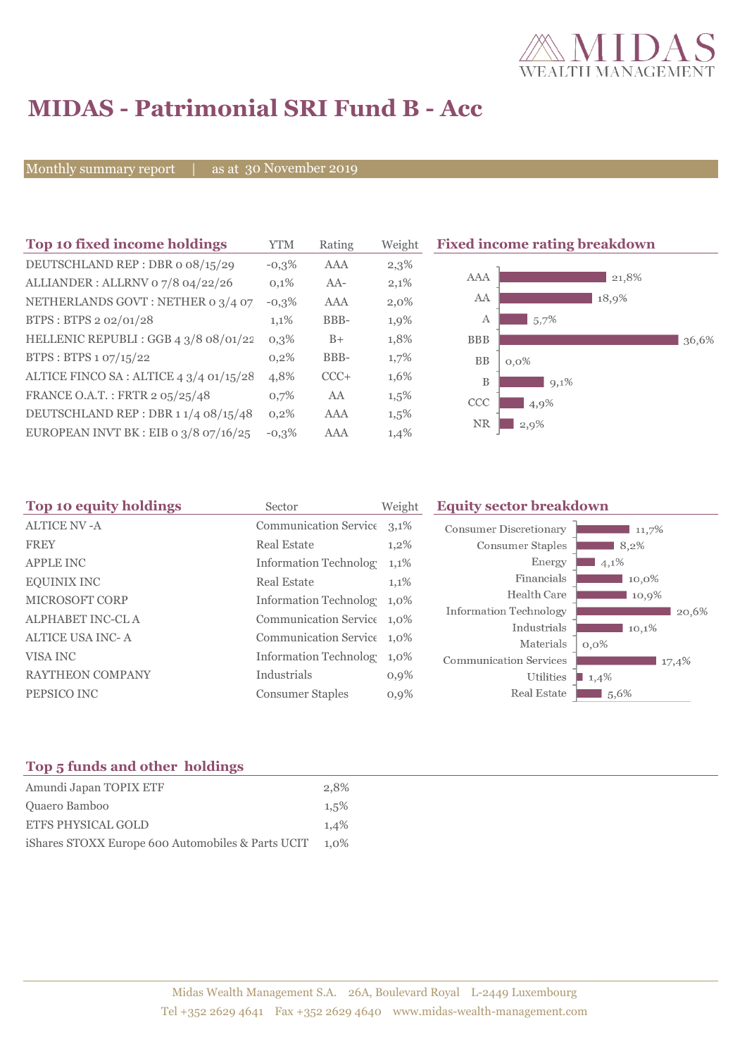# MIDAS - Patrimonial SRI Fund B - Acc

Monthly summary report | as at 30 November 2019

## Top 10 fixed income holdings

| Top 10 fixed income holdings | YTM | Rating | Weight |
|---|---|---|---|
| DEUTSCHLAND REP : DBR 0 08/15/29 | -0,3% | AAA | 2,3% |
| ALLIANDER : ALLRNV 0 7/8 04/22/26 | 0,1% | AA- | 2,1% |
| NETHERLANDS GOVT : NETHER 0 3/4 07 | -0,3% | AAA | 2,0% |
| BTPS : BTPS 2 02/01/28 | 1,1% | BBB- | 1,9% |
| HELLENIC REPUBLI : GGB 4 3/8 08/01/22 | 0,3% | B+ | 1,8% |
| BTPS : BTPS 1 07/15/22 | 0,2% | BBB- | 1,7% |
| ALTICE FINCO SA : ALTICE 4 3/4 01/15/28 | 4,8% | CCC+ | 1,6% |
| FRANCE O.A.T. : FRTR 2 05/25/48 | 0,7% | AA | 1,5% |
| DEUTSCHLAND REP : DBR 1 1/4 08/15/48 | 0,2% | AAA | 1,5% |
| EUROPEAN INVT BK : EIB 0 3/8 07/16/25 | -0,3% | AAA | 1,4% |

## Fixed income rating breakdown

| Rating | Weight |
|---|---|
| AAA | 21,8% |
| AA | 18,9% |
| A | 5,7% |
| BBB | 36,6% |
| BB | 0,0% |
| B | 9,1% |
| CCC | 4,9% |
| NR | 2,9% |

## Top 10 equity holdings

| Top 10 equity holdings | Sector | Weight |
|---|---|---|
| ALTICE NV -A | Communication Service | 3,1% |
| FREY | Real Estate | 1,2% |
| APPLE INC | Information Technolog | 1,1% |
| EQUINIX INC | Real Estate | 1,1% |
| MICROSOFT CORP | Information Technolog | 1,0% |
| ALPHABET INC-CL A | Communication Service | 1,0% |
| ALTICE USA INC- A | Communication Service | 1,0% |
| VISA INC | Information Technolog | 1,0% |
| RAYTHEON COMPANY | Industrials | 0,9% |
| PEPSICO INC | Consumer Staples | 0,9% |

## Equity sector breakdown

| Sector | Weight |
|---|---|
| Consumer Discretionary | 11,7% |
| Consumer Staples | 8,2% |
| Energy | 4,1% |
| Financials | 10,0% |
| Health Care | 10,9% |
| Information Technology | 20,6% |
| Industrials | 10,1% |
| Materials | 0,0% |
| Communication Services | 17,4% |
| Utilities | 1,4% |
| Real Estate | 5,6% |

## Top 5 funds and other holdings

| Top 5 funds and other holdings | |
|---|---|
| Amundi Japan TOPIX ETF | 2,8% |
| Quaero Bamboo | 1,5% |
| ETFS PHYSICAL GOLD | 1,4% |
| iShares STOXX Europe 600 Automobiles & Parts UCIT | 1,0% |

Midas Wealth Management S.A. 26A, Boulevard Royal L-2449 Luxembourg
Tel +352 2629 4641 Fax +352 2629 4640 www.midas-wealth-management.com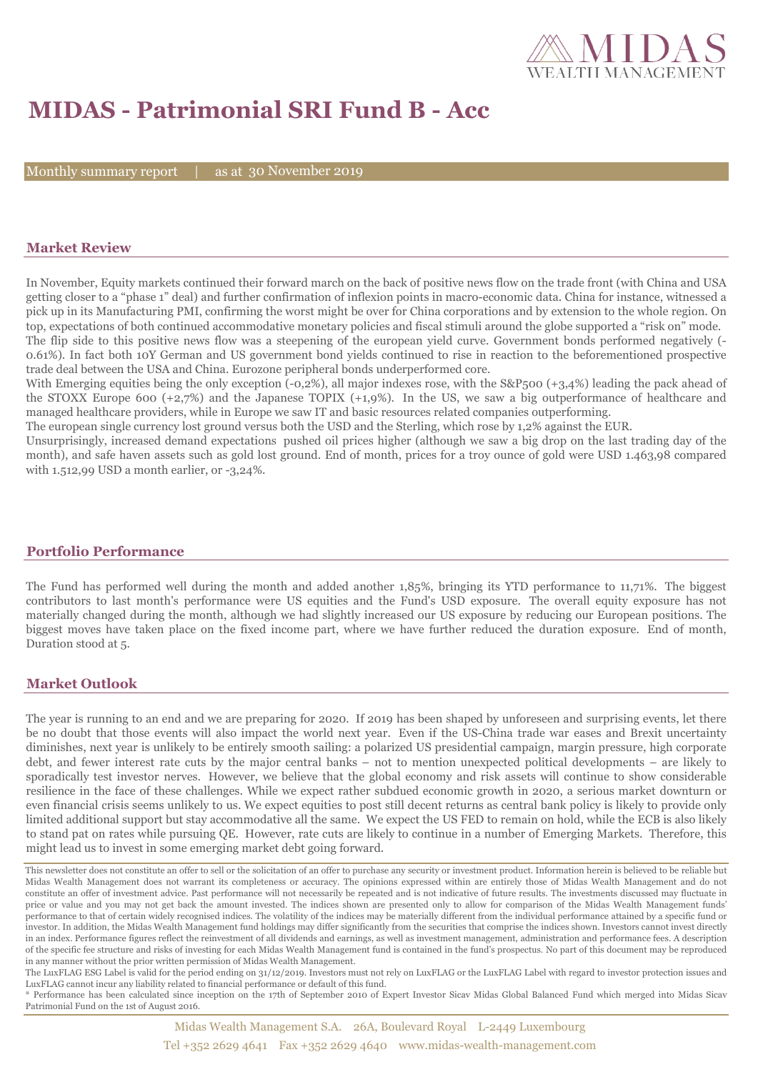# MIDAS - Patrimonial SRI Fund B - Acc

Monthly summary report | as at 30 November 2019

## Market Review

In November, Equity markets continued their forward march on the back of positive news flow on the trade front (with China and USA getting closer to a "phase 1" deal) and further confirmation of inflexion points in macro-economic data. China for instance, witnessed a pick up in its Manufacturing PMI, confirming the worst might be over for China corporations and by extension to the whole region. On top, expectations of both continued accommodative monetary policies and fiscal stimuli around the globe supported a "risk on" mode.
The flip side to this positive news flow was a steepening of the european yield curve. Government bonds performed negatively (-0.61%). In fact both 10Y German and US government bond yields continued to rise in reaction to the beforementioned prospective trade deal between the USA and China. Eurozone peripheral bonds underperformed core.
With Emerging equities being the only exception (-0,2%), all major indexes rose, with the S&P500 (+3,4%) leading the pack ahead of the STOXX Europe 600 (+2,7%) and the Japanese TOPIX (+1,9%). In the US, we saw a big outperformance of healthcare and managed healthcare providers, while in Europe we saw IT and basic resources related companies outperforming.
The european single currency lost ground versus both the USD and the Sterling, which rose by 1,2% against the EUR.
Unsurprisingly, increased demand expectations pushed oil prices higher (although we saw a big drop on the last trading day of the month), and safe haven assets such as gold lost ground. End of month, prices for a troy ounce of gold were USD 1.463,98 compared with 1.512,99 USD a month earlier, or -3,24%.

## Portfolio Performance

The Fund has performed well during the month and added another 1,85%, bringing its YTD performance to 11,71%. The biggest contributors to last month's performance were US equities and the Fund's USD exposure. The overall equity exposure has not materially changed during the month, although we had slightly increased our US exposure by reducing our European positions. The biggest moves have taken place on the fixed income part, where we have further reduced the duration exposure. End of month, Duration stood at 5.

## Market Outlook

The year is running to an end and we are preparing for 2020. If 2019 has been shaped by unforeseen and surprising events, let there be no doubt that those events will also impact the world next year. Even if the US-China trade war eases and Brexit uncertainty diminishes, next year is unlikely to be entirely smooth sailing: a polarized US presidential campaign, margin pressure, high corporate debt, and fewer interest rate cuts by the major central banks – not to mention unexpected political developments – are likely to sporadically test investor nerves. However, we believe that the global economy and risk assets will continue to show considerable resilience in the face of these challenges. While we expect rather subdued economic growth in 2020, a serious market downturn or even financial crisis seems unlikely to us. We expect equities to post still decent returns as central bank policy is likely to provide only limited additional support but stay accommodative all the same. We expect the US FED to remain on hold, while the ECB is also likely to stand pat on rates while pursuing QE. However, rate cuts are likely to continue in a number of Emerging Markets. Therefore, this might lead us to invest in some emerging market debt going forward.

This newsletter does not constitute an offer to sell or the solicitation of an offer to purchase any security or investment product. Information herein is believed to be reliable but Midas Wealth Management does not warrant its completeness or accuracy. The opinions expressed within are entirely those of Midas Wealth Management and do not constitute an offer of investment advice. Past performance will not necessarily be repeated and is not indicative of future results. The investments discussed may fluctuate in price or value and you may not get back the amount invested. The indices shown are presented only to allow for comparison of the Midas Wealth Management funds' performance to that of certain widely recognised indices. The volatility of the indices may be materially different from the individual performance attained by a specific fund or investor. In addition, the Midas Wealth Management fund holdings may differ significantly from the securities that comprise the indices shown. Investors cannot invest directly in an index. Performance figures reflect the reinvestment of all dividends and earnings, as well as investment management, administration and performance fees. A description of the specific fee structure and risks of investing for each Midas Wealth Management fund is contained in the fund's prospectus. No part of this document may be reproduced in any manner without the prior written permission of Midas Wealth Management.
The LuxFLAG ESG Label is valid for the period ending on 31/12/2019. Investors must not rely on LuxFLAG or the LuxFLAG Label with regard to investor protection issues and LuxFLAG cannot incur any liability related to financial performance or default of this fund.
* Performance has been calculated since inception on the 17th of September 2010 of Expert Investor Sicav Midas Global Balanced Fund which merged into Midas Sicav Patrimonial Fund on the 1st of August 2016.

Midas Wealth Management S.A. 26A, Boulevard Royal L-2449 Luxembourg
Tel +352 2629 4641 Fax +352 2629 4640 www.midas-wealth-management.com